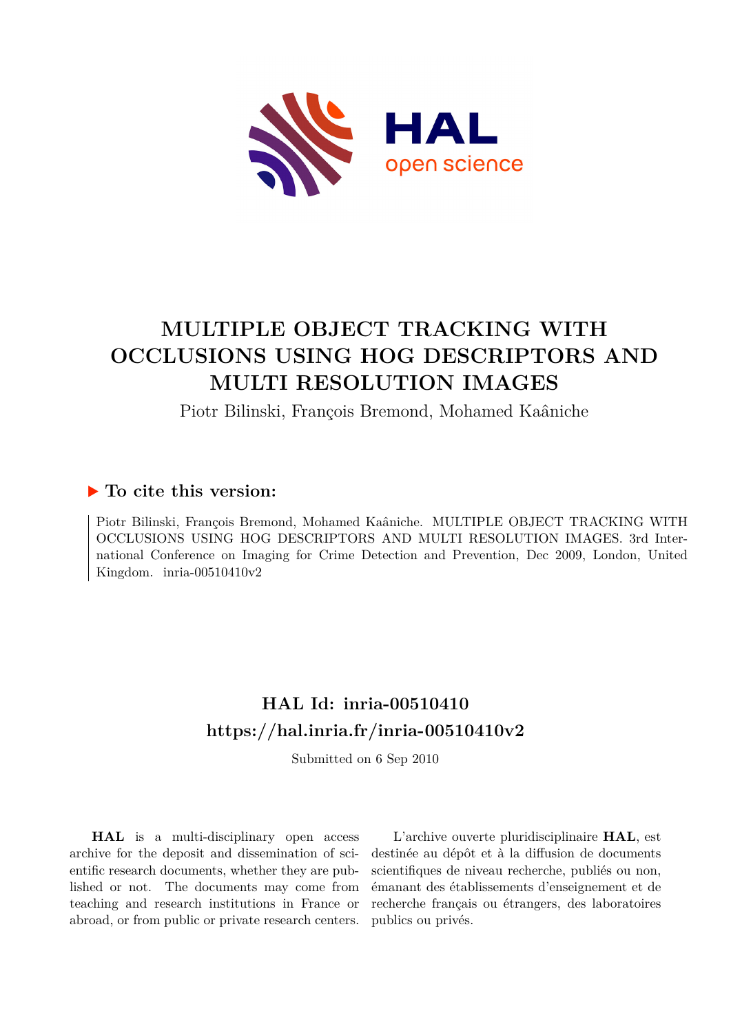# MULTIPLE OBJECT TRACKING WITH OCCLUSIONS USING HOG DESCRIPTORS AND MULTI RESOLUTION IMAGES

Piotr Bilinski, François Bremond, Mohamed Kaâniche

## ▶ To cite this version:

Piotr Bilinski, François Bremond, Mohamed Kaâniche. MULTIPLE OBJECT TRACKING WITH OCCLUSIONS USING HOG DESCRIPTORS AND MULTI RESOLUTION IMAGES. 3rd International Conference on Imaging for Crime Detection and Prevention, Dec 2009, London, United Kingdom. inria-00510410v2

## HAL Id: inria-00510410
## https://hal.inria.fr/inria-00510410v2

Submitted on 6 Sep 2010

**HAL** is a multi-disciplinary open access archive for the deposit and dissemination of scientific research documents, whether they are published or not. The documents may come from teaching and research institutions in France or abroad, or from public or private research centers.

L'archive ouverte pluridisciplinaire **HAL**, est destinée au dépôt et à la diffusion de documents scientifiques de niveau recherche, publiés ou non, émanant des établissements d'enseignement et de recherche français ou étrangers, des laboratoires publics ou privés.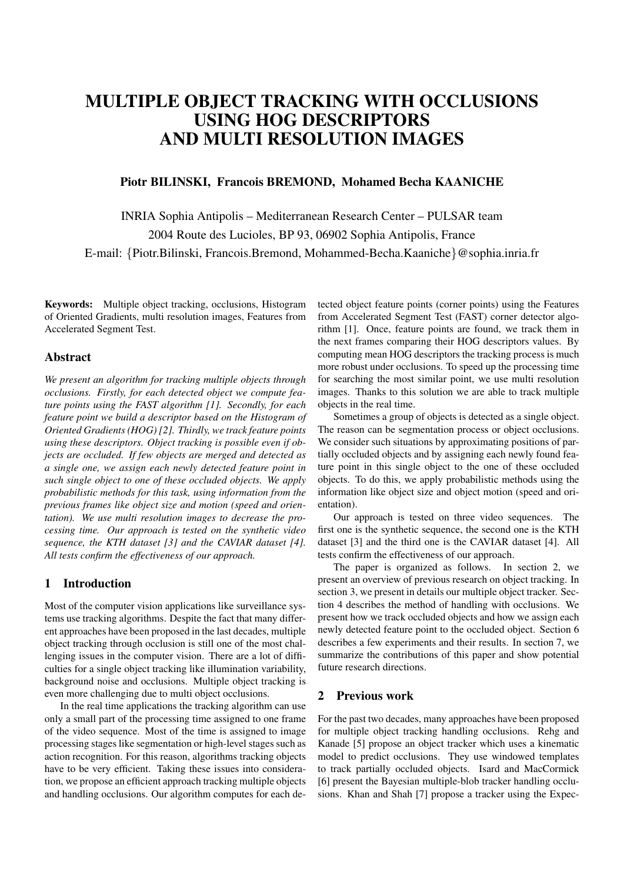# MULTIPLE OBJECT TRACKING WITH OCCLUSIONS USING HOG DESCRIPTORS AND MULTI RESOLUTION IMAGES

**Piotr BILINSKI, Francois BREMOND, Mohamed Becha KAANICHE**

INRIA Sophia Antipolis – Mediterranean Research Center – PULSAR team
2004 Route des Lucioles, BP 93, 06902 Sophia Antipolis, France
E-mail: {Piotr.Bilinski, Francois.Bremond, Mohammed-Becha.Kaaniche}@sophia.inria.fr

**Keywords:** Multiple object tracking, occlusions, Histogram of Oriented Gradients, multi resolution images, Features from Accelerated Segment Test.

## Abstract

*We present an algorithm for tracking multiple objects through occlusions. Firstly, for each detected object we compute feature points using the FAST algorithm [1]. Secondly, for each feature point we build a descriptor based on the Histogram of Oriented Gradients (HOG) [2]. Thirdly, we track feature points using these descriptors. Object tracking is possible even if objects are occluded. If few objects are merged and detected as a single one, we assign each newly detected feature point in such single object to one of these occluded objects. We apply probabilistic methods for this task, using information from the previous frames like object size and motion (speed and orientation). We use multi resolution images to decrease the processing time. Our approach is tested on the synthetic video sequence, the KTH dataset [3] and the CAVIAR dataset [4]. All tests confirm the effectiveness of our approach.*

## 1 Introduction

Most of the computer vision applications like surveillance systems use tracking algorithms. Despite the fact that many different approaches have been proposed in the last decades, multiple object tracking through occlusion is still one of the most challenging issues in the computer vision. There are a lot of difficulties for a single object tracking like illumination variability, background noise and occlusions. Multiple object tracking is even more challenging due to multi object occlusions.

In the real time applications the tracking algorithm can use only a small part of the processing time assigned to one frame of the video sequence. Most of the time is assigned to image processing stages like segmentation or high-level stages such as action recognition. For this reason, algorithms tracking objects have to be very efficient. Taking these issues into consideration, we propose an efficient approach tracking multiple objects and handling occlusions. Our algorithm computes for each detected object feature points (corner points) using the Features from Accelerated Segment Test (FAST) corner detector algorithm [1]. Once, feature points are found, we track them in the next frames comparing their HOG descriptors values. By computing mean HOG descriptors the tracking process is much more robust under occlusions. To speed up the processing time for searching the most similar point, we use multi resolution images. Thanks to this solution we are able to track multiple objects in the real time.

Sometimes a group of objects is detected as a single object. The reason can be segmentation process or object occlusions. We consider such situations by approximating positions of partially occluded objects and by assigning each newly found feature point in this single object to the one of these occluded objects. To do this, we apply probabilistic methods using the information like object size and object motion (speed and orientation).

Our approach is tested on three video sequences. The first one is the synthetic sequence, the second one is the KTH dataset [3] and the third one is the CAVIAR dataset [4]. All tests confirm the effectiveness of our approach.

The paper is organized as follows. In section 2, we present an overview of previous research on object tracking. In section 3, we present in details our multiple object tracker. Section 4 describes the method of handling with occlusions. We present how we track occluded objects and how we assign each newly detected feature point to the occluded object. Section 6 describes a few experiments and their results. In section 7, we summarize the contributions of this paper and show potential future research directions.

## 2 Previous work

For the past two decades, many approaches have been proposed for multiple object tracking handling occlusions. Rehg and Kanade [5] propose an object tracker which uses a kinematic model to predict occlusions. They use windowed templates to track partially occluded objects. Isard and MacCormick [6] present the Bayesian multiple-blob tracker handling occlusions. Khan and Shah [7] propose a tracker using the Expec-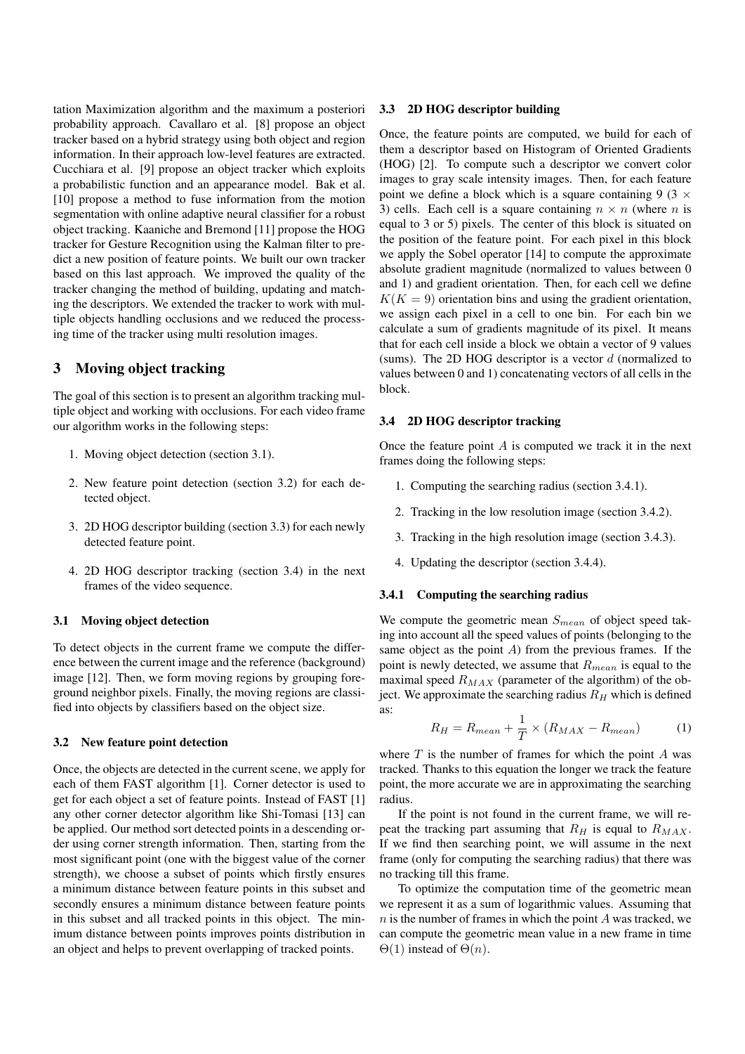tation Maximization algorithm and the maximum a posteriori probability approach. Cavallaro et al. [8] propose an object tracker based on a hybrid strategy using both object and region information. In their approach low-level features are extracted. Cucchiara et al. [9] propose an object tracker which exploits a probabilistic function and an appearance model. Bak et al. [10] propose a method to fuse information from the motion segmentation with online adaptive neural classifier for a robust object tracking. Kaaniche and Bremond [11] propose the HOG tracker for Gesture Recognition using the Kalman filter to predict a new position of feature points. We built our own tracker based on this last approach. We improved the quality of the tracker changing the method of building, updating and matching the descriptors. We extended the tracker to work with multiple objects handling occlusions and we reduced the processing time of the tracker using multi resolution images.

## 3 Moving object tracking

The goal of this section is to present an algorithm tracking multiple object and working with occlusions. For each video frame our algorithm works in the following steps:

1. Moving object detection (section 3.1).
2. New feature point detection (section 3.2) for each detected object.
3. 2D HOG descriptor building (section 3.3) for each newly detected feature point.
4. 2D HOG descriptor tracking (section 3.4) in the next frames of the video sequence.

### 3.1 Moving object detection

To detect objects in the current frame we compute the difference between the current image and the reference (background) image [12]. Then, we form moving regions by grouping foreground neighbor pixels. Finally, the moving regions are classified into objects by classifiers based on the object size.

### 3.2 New feature point detection

Once, the objects are detected in the current scene, we apply for each of them FAST algorithm [1]. Corner detector is used to get for each object a set of feature points. Instead of FAST [1] any other corner detector algorithm like Shi-Tomasi [13] can be applied. Our method sort detected points in a descending order using corner strength information. Then, starting from the most significant point (one with the biggest value of the corner strength), we choose a subset of points which firstly ensures a minimum distance between feature points in this subset and secondly ensures a minimum distance between feature points in this subset and all tracked points in this object. The minimum distance between points improves points distribution in an object and helps to prevent overlapping of tracked points.

### 3.3 2D HOG descriptor building

Once, the feature points are computed, we build for each of them a descriptor based on Histogram of Oriented Gradients (HOG) [2]. To compute such a descriptor we convert color images to gray scale intensity images. Then, for each feature point we define a block which is a square containing 9 ($3 \times 3$) cells. Each cell is a square containing $n \times n$ (where $n$ is equal to 3 or 5) pixels. The center of this block is situated on the position of the feature point. For each pixel in this block we apply the Sobel operator [14] to compute the approximate absolute gradient magnitude (normalized to values between 0 and 1) and gradient orientation. Then, for each cell we define $K (K = 9)$ orientation bins and using the gradient orientation, we assign each pixel in a cell to one bin. For each bin we calculate a sum of gradients magnitude of its pixel. It means that for each cell inside a block we obtain a vector of 9 values (sums). The 2D HOG descriptor is a vector $d$ (normalized to values between 0 and 1) concatenating vectors of all cells in the block.

### 3.4 2D HOG descriptor tracking

Once the feature point $A$ is computed we track it in the next frames doing the following steps:

1. Computing the searching radius (section 3.4.1).
2. Tracking in the low resolution image (section 3.4.2).
3. Tracking in the high resolution image (section 3.4.3).
4. Updating the descriptor (section 3.4.4).

#### 3.4.1 Computing the searching radius

We compute the geometric mean $S_{mean}$ of object speed taking into account all the speed values of points (belonging to the same object as the point $A$) from the previous frames. If the point is newly detected, we assume that $R_{mean}$ is equal to the maximal speed $R_{MAX}$ (parameter of the algorithm) of the object. We approximate the searching radius $R_H$ which is defined as:

$$R_H = R_{mean} + \frac{1}{T} \times (R_{MAX} - R_{mean}) \tag{1}$$

where $T$ is the number of frames for which the point $A$ was tracked. Thanks to this equation the longer we track the feature point, the more accurate we are in approximating the searching radius.

If the point is not found in the current frame, we will repeat the tracking part assuming that $R_H$ is equal to $R_{MAX}$. If we find then searching point, we will assume in the next frame (only for computing the searching radius) that there was no tracking till this frame.

To optimize the computation time of the geometric mean we represent it as a sum of logarithmic values. Assuming that $n$ is the number of frames in which the point $A$ was tracked, we can compute the geometric mean value in a new frame in time $\Theta(1)$ instead of $\Theta(n)$.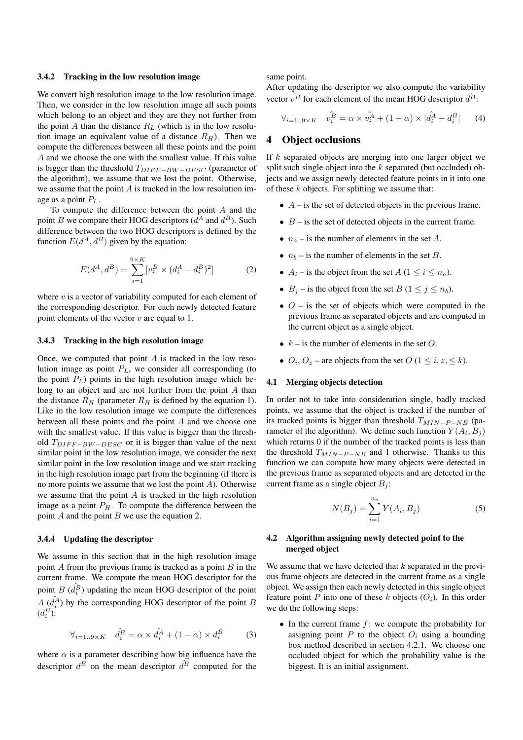### 3.4.2 Tracking in the low resolution image

We convert high resolution image to the low resolution image. Then, we consider in the low resolution image all such points which belong to an object and they are they not further from the point $A$ than the distance $R_L$ (which is in the low resolution image an equivalent value of a distance $R_H$). Then we compute the differences between all these points and the point $A$ and we choose the one with the smallest value. If this value is bigger than the threshold $T_{DIFF-BW-DESC}$ (parameter of the algorithm), we assume that we lost the point. Otherwise, we assume that the point $A$ is tracked in the low resolution image as a point $P_L$.

To compute the difference between the point $A$ and the point $B$ we compare their HOG descriptors ($d^A$ and $d^B$). Such difference between the two HOG descriptors is defined by the function $E(d^A, d^B)$ given by the equation:

$$E(d^A, d^B) = \sum_{i=1}^{9 \times K} [v_i^B \times (d_i^A - d_i^B)^2] \tag{2}$$

where $v$ is a vector of variability computed for each element of the corresponding descriptor. For each newly detected feature point elements of the vector $v$ are equal to 1.

### 3.4.3 Tracking in the high resolution image

Once, we computed that point $A$ is tracked in the low resolution image as point $P_L$, we consider all corresponding (to the point $P_L$) points in the high resolution image which belong to an object and are not further from the point $A$ than the distance $R_H$ (parameter $R_H$ is defined by the equation 1). Like in the low resolution image we compute the differences between all these points and the point $A$ and we choose one with the smallest value. If this value is bigger than the threshold $T_{DIFF-BW-DESC}$ or it is bigger than value of the next similar point in the low resolution image, we consider the next similar point in the low resolution image and we start tracking in the high resolution image part from the beginning (if there is no more points we assume that we lost the point $A$). Otherwise we assume that the point $A$ is tracked in the high resolution image as a point $P_H$. To compute the difference between the point $A$ and the point $B$ we use the equation 2.

### 3.4.4 Updating the descriptor

We assume in this section that in the high resolution image point $A$ from the previous frame is tracked as a point $B$ in the current frame. We compute the mean HOG descriptor for the point $B$ ($\hat{d_i^B}$) updating the mean HOG descriptor of the point $A$ ($\hat{d_i^A}$) by the corresponding HOG descriptor of the point $B$ ($d_i^B$):

$$\forall_{i=1..9 \times K} \quad \hat{d_i^B} = \alpha \times \hat{d_i^A} + (1 - \alpha) \times d_i^B \tag{3}$$

where $\alpha$ is a parameter describing how big influence have the descriptor $d^B$ on the mean descriptor $\hat{d^B}$ computed for the same point.

After updating the descriptor we also compute the variability vector $\hat{v^B}$ for each element of the mean HOG descriptor $\hat{d^B}$:

$$\forall_{i=1..9 \times K} \quad \hat{v_i^B} = \alpha \times \hat{v_i^A} + (1 - \alpha) \times |\hat{d_i^A} - d_i^B| \tag{4}$$

## 4 Object occlusions

If $k$ separated objects are merging into one larger object we split such single object into the $k$ separated (but occluded) objects and we assign newly detected feature points in it into one of these $k$ objects. For splitting we assume that:

- $A$ – is the set of detected objects in the previous frame.
- $B$ – is the set of detected objects in the current frame.
- $n_a$ – is the number of elements in the set $A$.
- $n_b$ – is the number of elements in the set $B$.
- $A_i$ – is the object from the set $A$ ($1 \le i \le n_a$).
- $B_j$ – is the object from the set $B$ ($1 \le j \le n_b$).
- $O$ – is the set of objects which were computed in the previous frame as separated objects and are computed in the current object as a single object.
- $k$ – is the number of elements in the set $O$.
- $O_i$, $O_z$ – are objects from the set $O$ ($1 \le i, z, \le k$).

### 4.1 Merging objects detection

In order not to take into consideration single, badly tracked points, we assume that the object is tracked if the number of its tracked points is bigger than threshold $T_{MIN-P-NB}$ (parameter of the algorithm). We define such function $Y(A_i, B_j)$ which returns 0 if the number of the tracked points is less than the threshold $T_{MIN-P-NB}$ and 1 otherwise. Thanks to this function we can compute how many objects were detected in the previous frame as separated objects and are detected in the current frame as a single object $B_j$:

$$N(B_j) = \sum_{i=1}^{n_a} Y(A_i, B_j) \tag{5}$$

### 4.2 Algorithm assigning newly detected point to the merged object

We assume that we have detected that $k$ separated in the previous frame objects are detected in the current frame as a single object. We assign then each newly detected in this single object feature point $P$ into one of these $k$ objects ($O_i$). In this order we do the following steps:

- In the current frame $f$: we compute the probability for assigning point $P$ to the object $O_i$ using a bounding box method described in section 4.2.1. We choose one occluded object for which the probability value is the biggest. It is an initial assignment.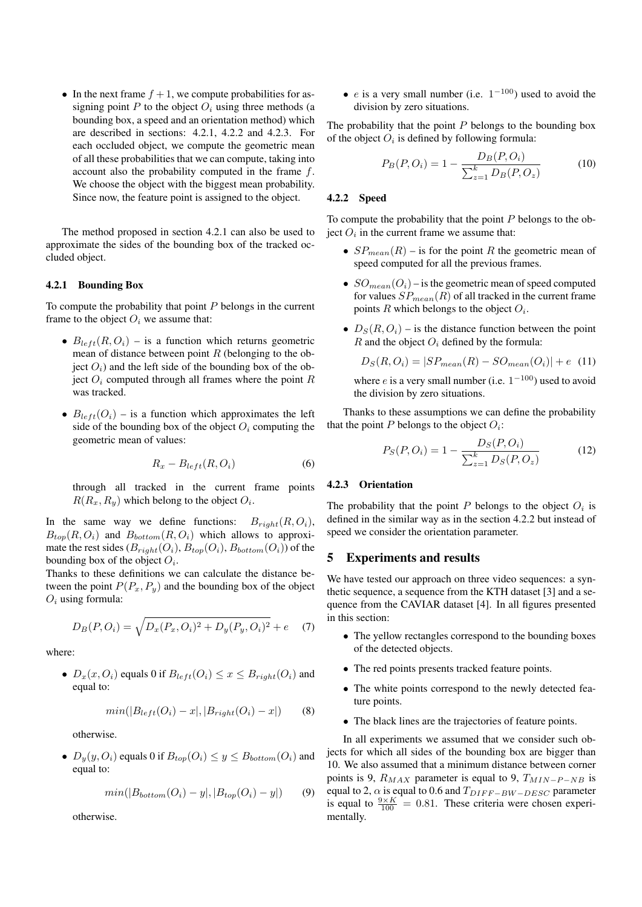- In the next frame $f+1$, we compute probabilities for assigning point $P$ to the object $O_i$ using three methods (a bounding box, a speed and an orientation method) which are described in sections: 4.2.1, 4.2.2 and 4.2.3. For each occluded object, we compute the geometric mean of all these probabilities that we can compute, taking into account also the probability computed in the frame $f$. We choose the object with the biggest mean probability. Since now, the feature point is assigned to the object.

The method proposed in section 4.2.1 can also be used to approximate the sides of the bounding box of the tracked occluded object.

#### 4.2.1 Bounding Box

To compute the probability that point $P$ belongs in the current frame to the object $O_i$ we assume that:

- $B_{left}(R, O_i)$ – is a function which returns geometric mean of distance between point $R$ (belonging to the object $O_i$) and the left side of the bounding box of the object $O_i$ computed through all frames where the point $R$ was tracked.
- $B_{left}(O_i)$ – is a function which approximates the left side of the bounding box of the object $O_i$ computing the geometric mean of values:

$$R_x - B_{left}(R, O_i) \tag{6}$$

through all tracked in the current frame points $R(R_x, R_y)$ which belong to the object $O_i$.

In the same way we define functions: $B_{right}(R, O_i)$, $B_{top}(R, O_i)$ and $B_{bottom}(R, O_i)$ which allows to approximate the rest sides ($B_{right}(O_i)$, $B_{top}(O_i)$, $B_{bottom}(O_i)$) of the bounding box of the object $O_i$.
Thanks to these definitions we can calculate the distance between the point $P(P_x, P_y)$ and the bounding box of the object $O_i$ using formula:

$$D_B(P, O_i) = \sqrt{D_x(P_x, O_i)^2 + D_y(P_y, O_i)^2} + e \tag{7}$$

where:

- $D_x(x, O_i)$ equals 0 if $B_{left}(O_i) \leq x \leq B_{right}(O_i)$ and equal to:

$$min(|B_{left}(O_i) - x|, |B_{right}(O_i) - x|) \tag{8}$$

otherwise.

- $D_y(y, O_i)$ equals 0 if $B_{top}(O_i) \leq y \leq B_{bottom}(O_i)$ and equal to:

$$min(|B_{bottom}(O_i) - y|, |B_{top}(O_i) - y|) \tag{9}$$

otherwise.

- $e$ is a very small number (i.e. $1^{-100}$) used to avoid the division by zero situations.

The probability that the point $P$ belongs to the bounding box of the object $O_i$ is defined by following formula:

$$P_B(P, O_i) = 1 - \frac{D_B(P, O_i)}{\sum_{z=1}^{k} D_B(P, O_z)} \tag{10}$$

#### 4.2.2 Speed

To compute the probability that the point $P$ belongs to the object $O_i$ in the current frame we assume that:

- $SP_{mean}(R)$ – is for the point $R$ the geometric mean of speed computed for all the previous frames.
- $SO_{mean}(O_i)$ – is the geometric mean of speed computed for values $SP_{mean}(R)$ of all tracked in the current frame points $R$ which belongs to the object $O_i$.
- $D_S(R, O_i)$ – is the distance function between the point $R$ and the object $O_i$ defined by the formula:

$$D_S(R, O_i) = |SP_{mean}(R) - SO_{mean}(O_i)| + e \tag{11}$$

where $e$ is a very small number (i.e. $1^{-100}$) used to avoid the division by zero situations.

Thanks to these assumptions we can define the probability that the point $P$ belongs to the object $O_i$:

$$P_S(P, O_i) = 1 - \frac{D_S(P, O_i)}{\sum_{z=1}^{k} D_S(P, O_z)} \tag{12}$$

#### 4.2.3 Orientation

The probability that the point $P$ belongs to the object $O_i$ is defined in the similar way as in the section 4.2.2 but instead of speed we consider the orientation parameter.

## 5 Experiments and results

We have tested our approach on three video sequences: a synthetic sequence, a sequence from the KTH dataset [3] and a sequence from the CAVIAR dataset [4]. In all figures presented in this section:

- The yellow rectangles correspond to the bounding boxes of the detected objects.
- The red points presents tracked feature points.
- The white points correspond to the newly detected feature points.
- The black lines are the trajectories of feature points.

In all experiments we assumed that we consider such objects for which all sides of the bounding box are bigger than 10. We also assumed that a minimum distance between corner points is 9, $R_{MAX}$ parameter is equal to 9, $T_{MIN-P-NB}$ is equal to 2, $\alpha$ is equal to 0.6 and $T_{DIFF-BW-DESC}$ parameter is equal to $\frac{9 \times K}{100} = 0.81$. These criteria were chosen experimentally.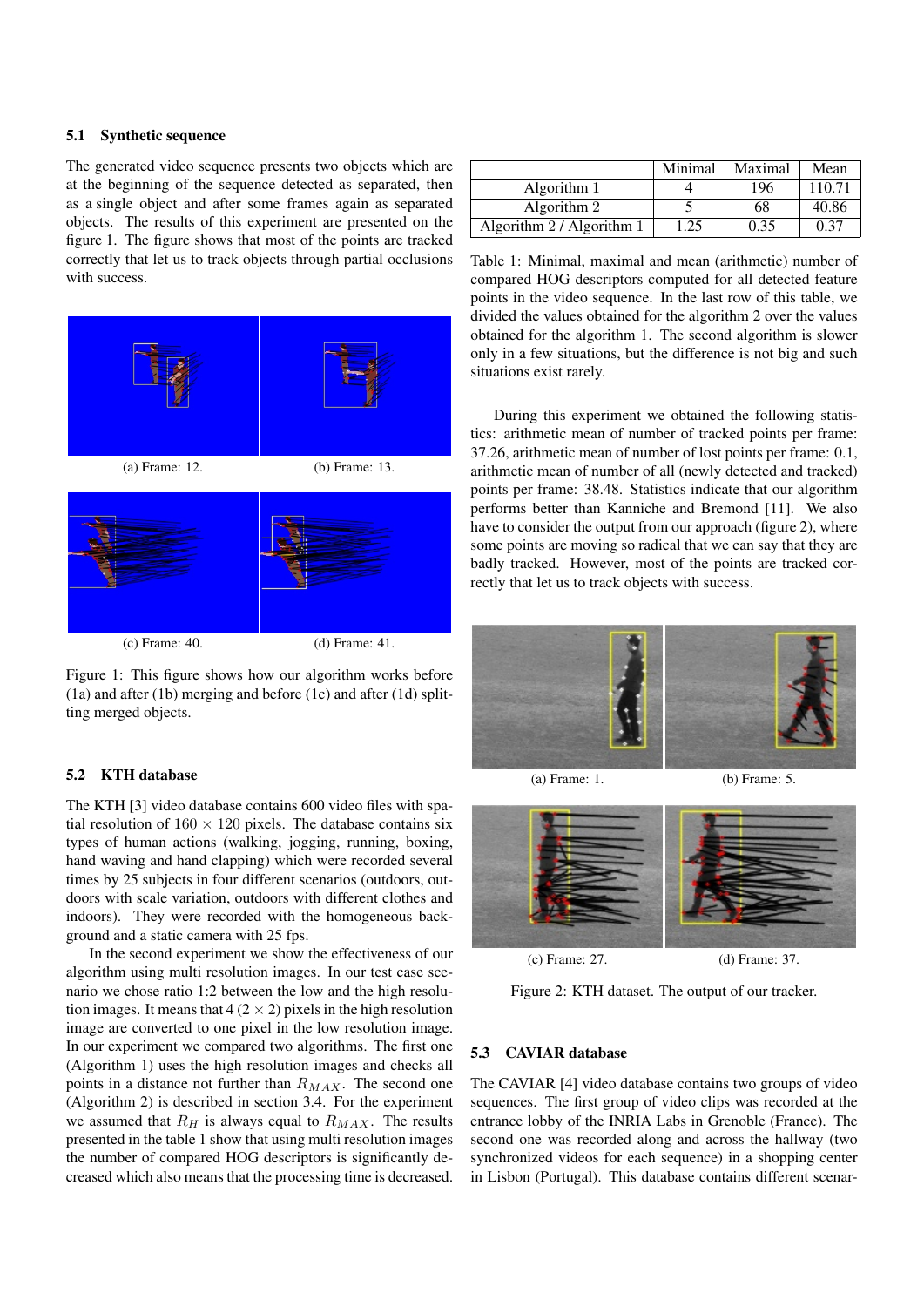### 5.1 Synthetic sequence

The generated video sequence presents two objects which are at the beginning of the sequence detected as separated, then as a single object and after some frames again as separated objects. The results of this experiment are presented on the figure 1. The figure shows that most of the points are tracked correctly that let us to track objects through partial occlusions with success.

(a) Frame: 12. (b) Frame: 13.

(c) Frame: 40. (d) Frame: 41.

Figure 1: This figure shows how our algorithm works before (1a) and after (1b) merging and before (1c) and after (1d) splitting merged objects.

### 5.2 KTH database

The KTH [3] video database contains 600 video files with spatial resolution of 160 × 120 pixels. The database contains six types of human actions (walking, jogging, running, boxing, hand waving and hand clapping) which were recorded several times by 25 subjects in four different scenarios (outdoors, outdoors with scale variation, outdoors with different clothes and indoors). They were recorded with the homogeneous background and a static camera with 25 fps.

In the second experiment we show the effectiveness of our algorithm using multi resolution images. In our test case scenario we chose ratio 1:2 between the low and the high resolution images. It means that 4 (2 × 2) pixels in the high resolution image are converted to one pixel in the low resolution image. In our experiment we compared two algorithms. The first one (Algorithm 1) uses the high resolution images and checks all points in a distance not further than $R_{MAX}$. The second one (Algorithm 2) is described in section 3.4. For the experiment we assumed that $R_H$ is always equal to $R_{MAX}$. The results presented in the table 1 show that using multi resolution images the number of compared HOG descriptors is significantly decreased which also means that the processing time is decreased.

| | Minimal | Maximal | Mean |
|---|---|---|---|
| Algorithm 1 | 4 | 196 | 110.71 |
| Algorithm 2 | 5 | 68 | 40.86 |
| Algorithm 2 / Algorithm 1 | 1.25 | 0.35 | 0.37 |

Table 1: Minimal, maximal and mean (arithmetic) number of compared HOG descriptors computed for all detected feature points in the video sequence. In the last row of this table, we divided the values obtained for the algorithm 2 over the values obtained for the algorithm 1. The second algorithm is slower only in a few situations, but the difference is not big and such situations exist rarely.

During this experiment we obtained the following statistics: arithmetic mean of number of tracked points per frame: 37.26, arithmetic mean of number of lost points per frame: 0.1, arithmetic mean of number of all (newly detected and tracked) points per frame: 38.48. Statistics indicate that our algorithm performs better than Kanniche and Bremond [11]. We also have to consider the output from our approach (figure 2), where some points are moving so radical that we can say that they are badly tracked. However, most of the points are tracked correctly that let us to track objects with success.

(a) Frame: 1. (b) Frame: 5.

(c) Frame: 27. (d) Frame: 37.

Figure 2: KTH dataset. The output of our tracker.

### 5.3 CAVIAR database

The CAVIAR [4] video database contains two groups of video sequences. The first group of video clips was recorded at the entrance lobby of the INRIA Labs in Grenoble (France). The second one was recorded along and across the hallway (two synchronized videos for each sequence) in a shopping center in Lisbon (Portugal). This database contains different scenar-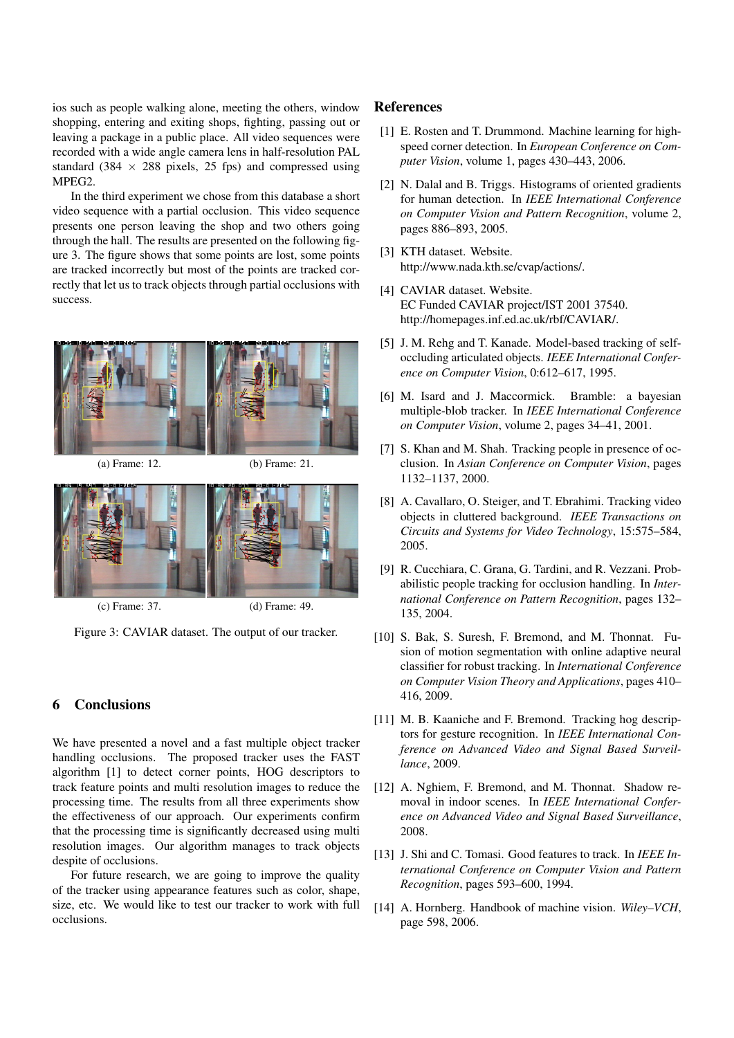ios such as people walking alone, meeting the others, window shopping, entering and exiting shops, fighting, passing out or leaving a package in a public place. All video sequences were recorded with a wide angle camera lens in half-resolution PAL standard ($384 \times 288$ pixels, 25 fps) and compressed using MPEG2.

In the third experiment we chose from this database a short video sequence with a partial occlusion. This video sequence presents one person leaving the shop and two others going through the hall. The results are presented on the following figure 3. The figure shows that some points are lost, some points are tracked incorrectly but most of the points are tracked correctly that let us to track objects through partial occlusions with success.

(a) Frame: 12.

(b) Frame: 21.

(c) Frame: 37.

(d) Frame: 49.

Figure 3: CAVIAR dataset. The output of our tracker.

## 6 Conclusions

We have presented a novel and a fast multiple object tracker handling occlusions. The proposed tracker uses the FAST algorithm [1] to detect corner points, HOG descriptors to track feature points and multi resolution images to reduce the processing time. The results from all three experiments show the effectiveness of our approach. Our experiments confirm that the processing time is significantly decreased using multi resolution images. Our algorithm manages to track objects despite of occlusions.

For future research, we are going to improve the quality of the tracker using appearance features such as color, shape, size, etc. We would like to test our tracker to work with full occlusions.

## References

[1] E. Rosten and T. Drummond. Machine learning for high-speed corner detection. In *European Conference on Computer Vision*, volume 1, pages 430–443, 2006.

[2] N. Dalal and B. Triggs. Histograms of oriented gradients for human detection. In *IEEE International Conference on Computer Vision and Pattern Recognition*, volume 2, pages 886–893, 2005.

[3] KTH dataset. Website. http://www.nada.kth.se/cvap/actions/.

[4] CAVIAR dataset. Website. EC Funded CAVIAR project/IST 2001 37540. http://homepages.inf.ed.ac.uk/rbf/CAVIAR/.

[5] J. M. Rehg and T. Kanade. Model-based tracking of self-occluding articulated objects. *IEEE International Conference on Computer Vision*, 0:612–617, 1995.

[6] M. Isard and J. Maccormick. Bramble: a bayesian multiple-blob tracker. In *IEEE International Conference on Computer Vision*, volume 2, pages 34–41, 2001.

[7] S. Khan and M. Shah. Tracking people in presence of occlusion. In *Asian Conference on Computer Vision*, pages 1132–1137, 2000.

[8] A. Cavallaro, O. Steiger, and T. Ebrahimi. Tracking video objects in cluttered background. *IEEE Transactions on Circuits and Systems for Video Technology*, 15:575–584, 2005.

[9] R. Cucchiara, C. Grana, G. Tardini, and R. Vezzani. Probabilistic people tracking for occlusion handling. In *International Conference on Pattern Recognition*, pages 132–135, 2004.

[10] S. Bak, S. Suresh, F. Bremond, and M. Thonnat. Fusion of motion segmentation with online adaptive neural classifier for robust tracking. In *International Conference on Computer Vision Theory and Applications*, pages 410–416, 2009.

[11] M. B. Kaaniche and F. Bremond. Tracking hog descriptors for gesture recognition. In *IEEE International Conference on Advanced Video and Signal Based Surveillance*, 2009.

[12] A. Nghiem, F. Bremond, and M. Thonnat. Shadow removal in indoor scenes. In *IEEE International Conference on Advanced Video and Signal Based Surveillance*, 2008.

[13] J. Shi and C. Tomasi. Good features to track. In *IEEE International Conference on Computer Vision and Pattern Recognition*, pages 593–600, 1994.

[14] A. Hornberg. Handbook of machine vision. *Wiley–VCH*, page 598, 2006.